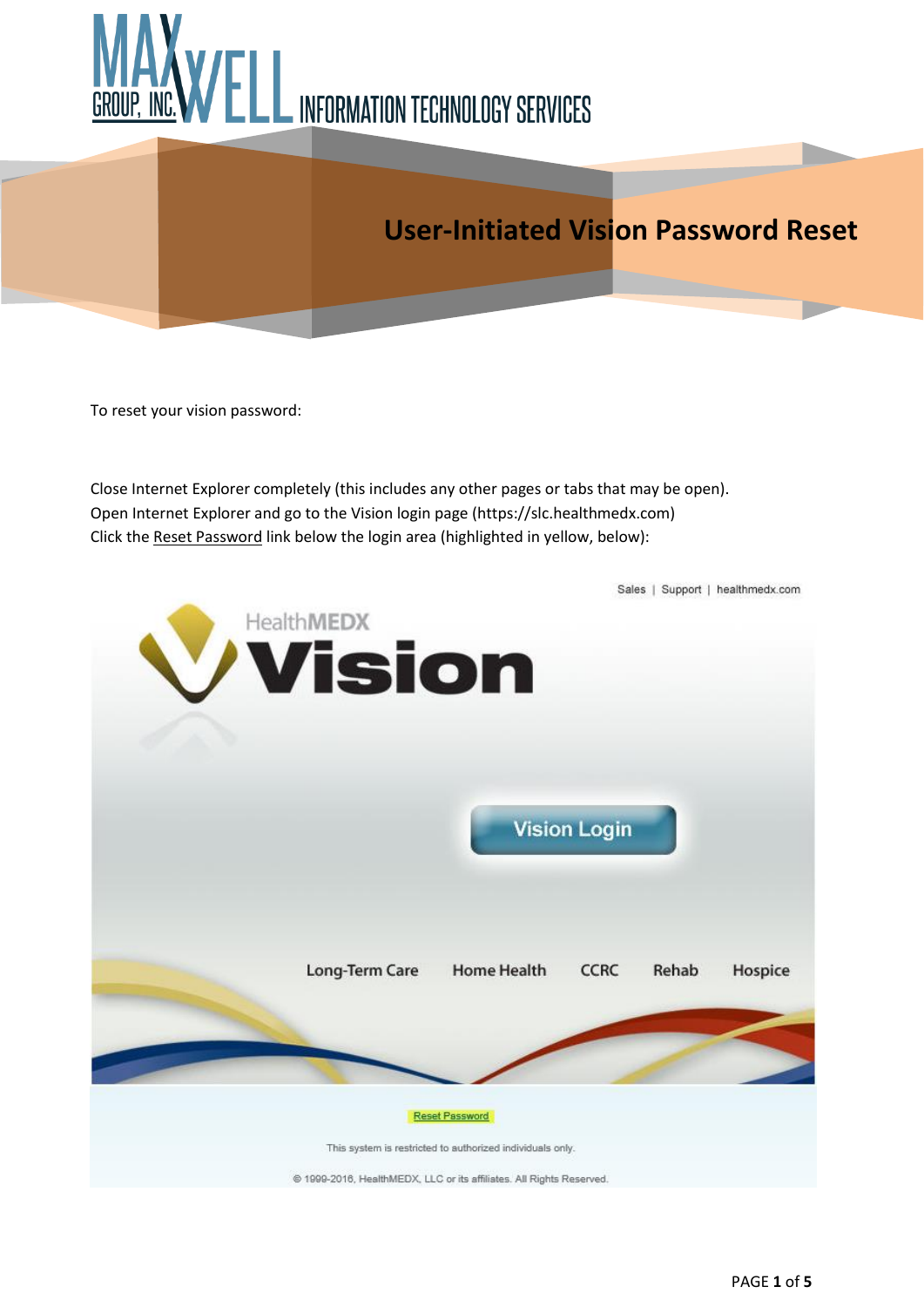# User-Initiated Vision Password Reset

To reset your vision password:

Close Internet Explorer completely (this includes any other pages or tabs that may be open).
Open Internet Explorer and go to the Vision login page (https://slc.healthmedx.com)
Click the Reset Password link below the login area (highlighted in yellow, below):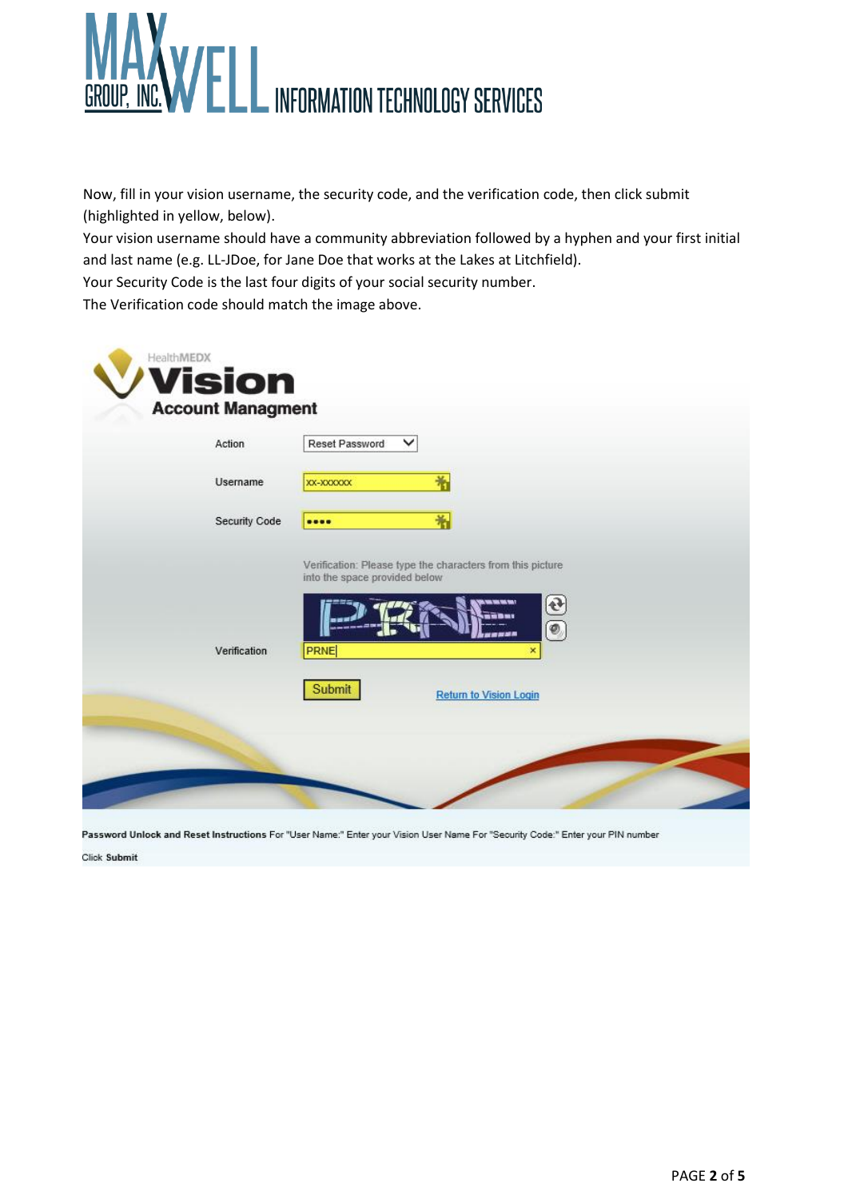Now, fill in your vision username, the security code, and the verification code, then click submit (highlighted in yellow, below).

Your vision username should have a community abbreviation followed by a hyphen and your first initial and last name (e.g. LL-JDoe, for Jane Doe that works at the Lakes at Litchfield).

Your Security Code is the last four digits of your social security number.

The Verification code should match the image above.

HealthMEDX

**Vision**

**Account Managment**

Action: Reset Password

Username: XX-XXXXXX

Security Code: ••••

Verification: Please type the characters from this picture into the space provided below

Verification: PRNE

Submit

Return to Vision Login

**Password Unlock and Reset Instructions** For "User Name:" Enter your Vision User Name For "Security Code:" Enter your PIN number

Click **Submit**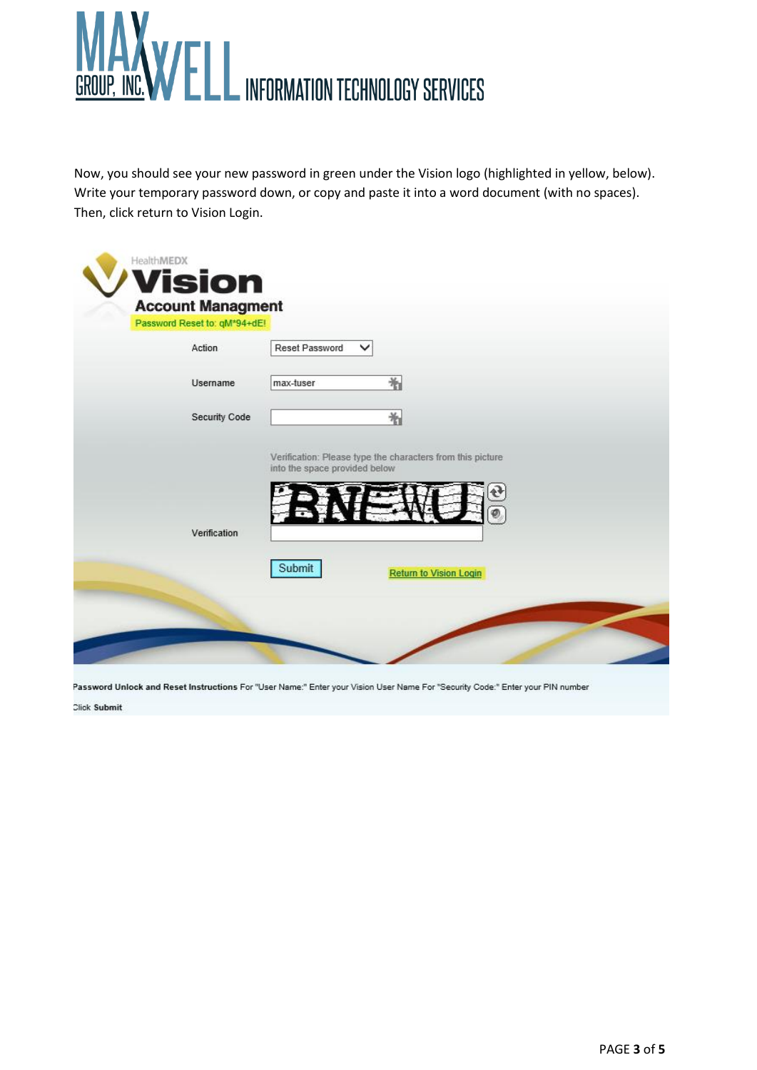Now, you should see your new password in green under the Vision logo (highlighted in yellow, below). Write your temporary password down, or copy and paste it into a word document (with no spaces). Then, click return to Vision Login.

HealthMEDX

Vision

Account Managment

Password Reset to: qM*94+dE!

Action: Reset Password

Username: max-tuser

Security Code:

Verification: Please type the characters from this picture into the space provided below

Verification

Submit

Return to Vision Login

**Password Unlock and Reset Instructions** For "User Name:" Enter your Vision User Name For "Security Code:" Enter your PIN number

Click **Submit**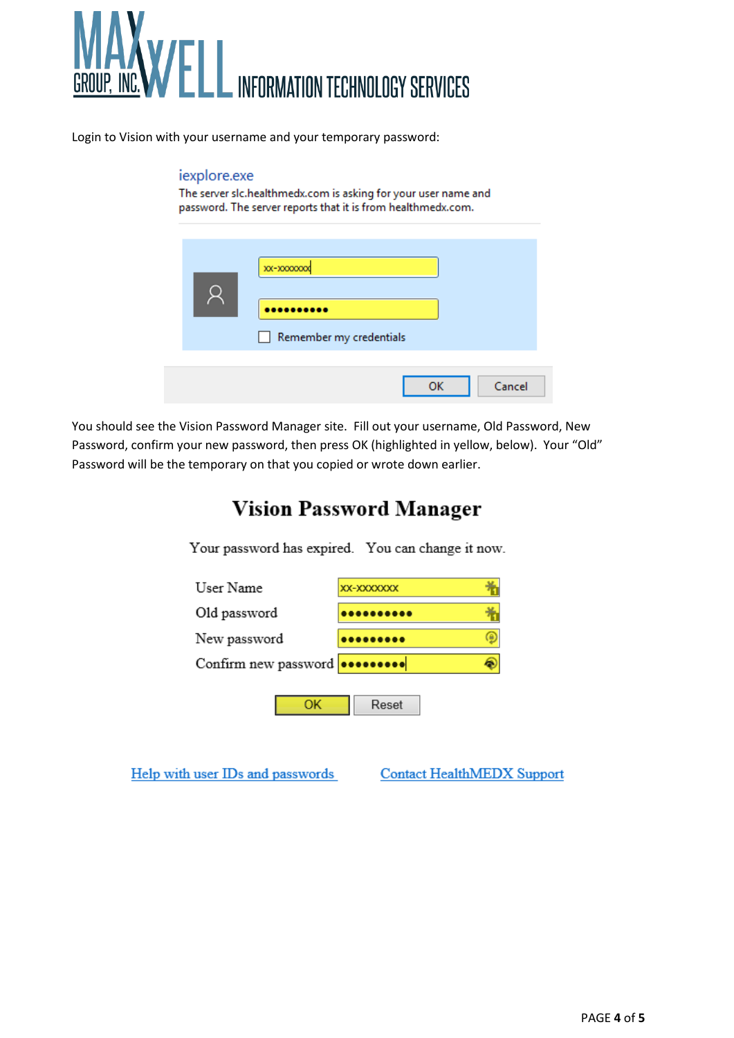Login to Vision with your username and your temporary password:

iexplore.exe

The server slc.healthmedx.com is asking for your user name and password. The server reports that it is from healthmedx.com.

xx-xxxxxxx

••••••••••

Remember my credentials

OK Cancel

You should see the Vision Password Manager site. Fill out your username, Old Password, New Password, confirm your new password, then press OK (highlighted in yellow, below). Your "Old" Password will be the temporary on that you copied or wrote down earlier.

# Vision Password Manager

Your password has expired. You can change it now.

| | |
|---|---|
| User Name | xx-xxxxxxx |
| Old password | ••••••••••• |
| New password | ••••••••• |
| Confirm new password | ••••••••• |

OK Reset

Help with user IDs and passwords    Contact HealthMEDX Support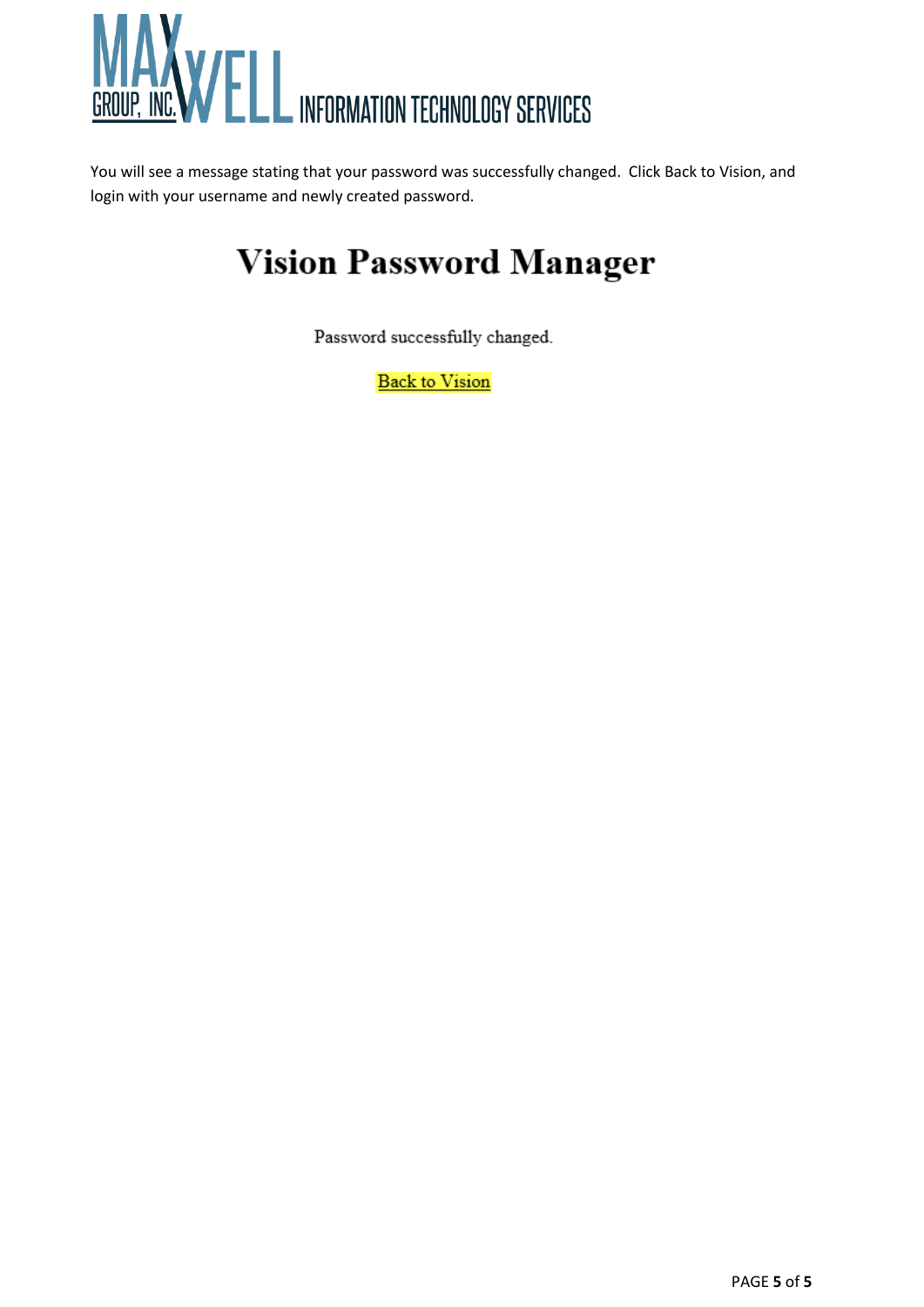You will see a message stating that your password was successfully changed. Click Back to Vision, and login with your username and newly created password.

# Vision Password Manager

Password successfully changed.

Back to Vision